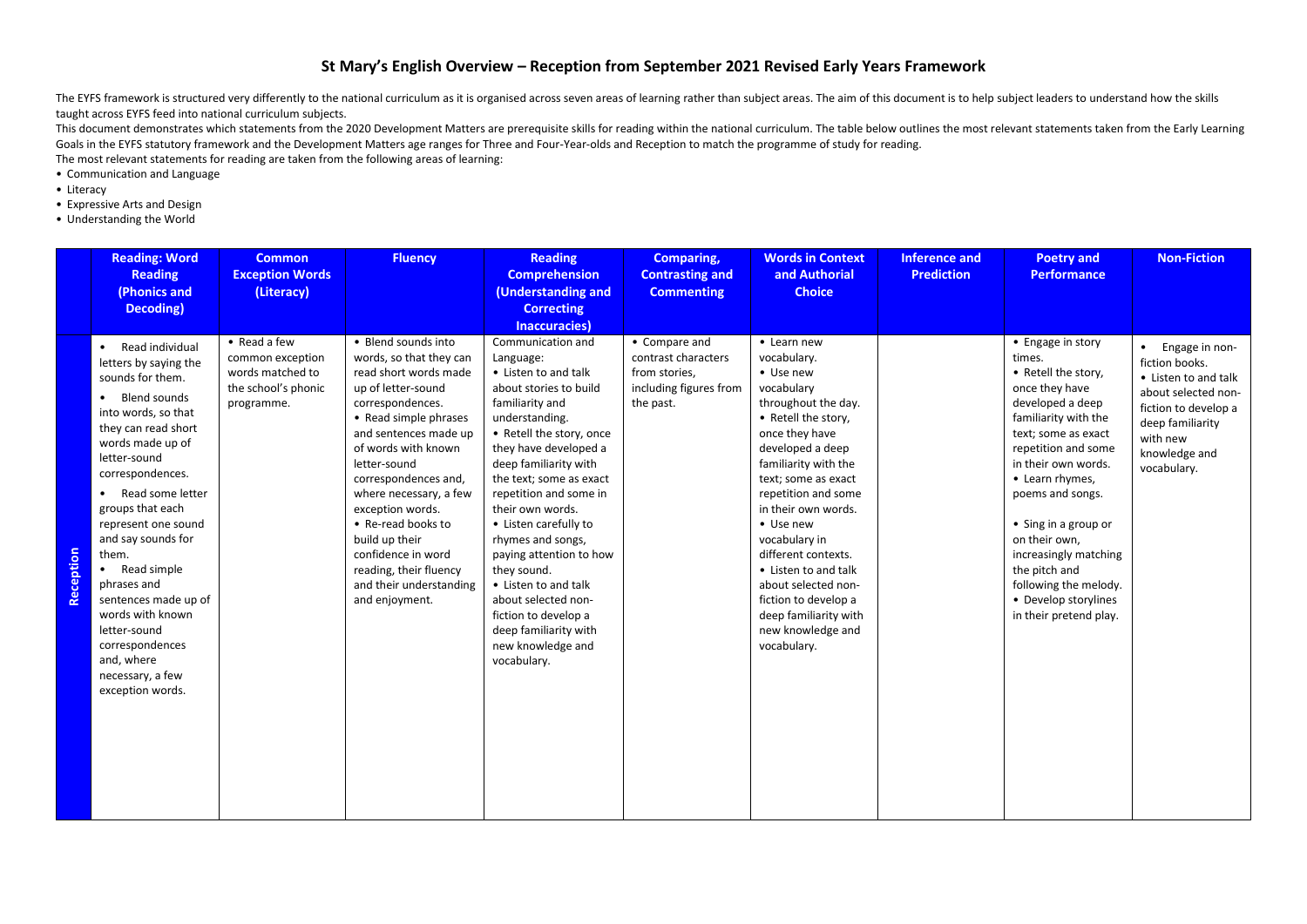# St Mary's English Overview – Reception from September 2021 Revised Early Years Framework

The EYFS framework is structured very differently to the national curriculum as it is organised across seven areas of learning rather than subject areas. The aim of this document is to help subject leaders to understand how the skills taught across EYFS feed into national curriculum subjects.

This document demonstrates which statements from the 2020 Development Matters are prerequisite skills for reading within the national curriculum. The table below outlines the most relevant statements taken from the Early Learning Goals in the EYFS statutory framework and the Development Matters age ranges for Three and Four-Year-olds and Reception to match the programme of study for reading.

The most relevant statements for reading are taken from the following areas of learning:

- Communication and Language
- Literacy
- Expressive Arts and Design
- Understanding the World

| | Reading: Word Reading (Phonics and Decoding) | Common Exception Words (Literacy) | Fluency | Reading Comprehension (Understanding and Correcting Inaccuracies) | Comparing, Contrasting and Commenting | Words in Context and Authorial Choice | Inference and Prediction | Poetry and Performance | Non-Fiction |
|---|---|---|---|---|---|---|---|---|---|
| **Reception** | • Read individual letters by saying the sounds for them.<br>• Blend sounds into words, so that they can read short words made up of letter-sound correspondences.<br>• Read some letter groups that each represent one sound and say sounds for them.<br>• Read simple phrases and sentences made up of words with known letter-sound correspondences and, where necessary, a few exception words. | • Read a few common exception words matched to the school's phonic programme. | • Blend sounds into words, so that they can read short words made up of letter-sound correspondences.<br>• Read simple phrases and sentences made up of words with known letter-sound correspondences and, where necessary, a few exception words.<br>• Re-read books to build up their confidence in word reading, their fluency and their understanding and enjoyment. | Communication and Language:<br>• Listen to and talk about stories to build familiarity and understanding.<br>• Retell the story, once they have developed a deep familiarity with the text; some as exact repetition and some in their own words.<br>• Listen carefully to rhymes and songs, paying attention to how they sound.<br>• Listen to and talk about selected non-fiction to develop a deep familiarity with new knowledge and vocabulary. | • Compare and contrast characters from stories, including figures from the past. | • Learn new vocabulary.<br>• Use new vocabulary throughout the day.<br>• Retell the story, once they have developed a deep familiarity with the text; some as exact repetition and some in their own words.<br>• Use new vocabulary in different contexts.<br>• Listen to and talk about selected non-fiction to develop a deep familiarity with new knowledge and vocabulary. | | • Engage in story times.<br>• Retell the story, once they have developed a deep familiarity with the text; some as exact repetition and some in their own words.<br>• Learn rhymes, poems and songs.<br>• Sing in a group or on their own, increasingly matching the pitch and following the melody.<br>• Develop storylines in their pretend play. | • Engage in non-fiction books.<br>• Listen to and talk about selected non-fiction to develop a deep familiarity with new knowledge and vocabulary. |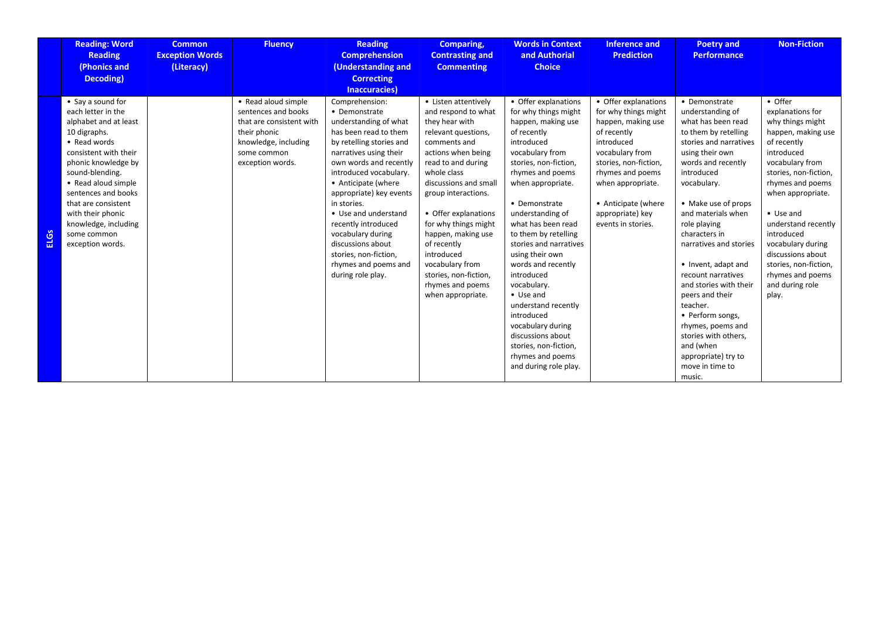| | Reading: Word Reading (Phonics and Decoding) | Common Exception Words (Literacy) | Fluency | Reading Comprehension (Understanding and Correcting Inaccuracies) | Comparing, Contrasting and Commenting | Words in Context and Authorial Choice | Inference and Prediction | Poetry and Performance | Non-Fiction |
|---|---|---|---|---|---|---|---|---|---|
| ELGs | • Say a sound for each letter in the alphabet and at least 10 digraphs.<br>• Read words consistent with their phonic knowledge by sound-blending.<br>• Read aloud simple sentences and books that are consistent with their phonic knowledge, including some common exception words. | | • Read aloud simple sentences and books that are consistent with their phonic knowledge, including some common exception words. | Comprehension:<br>• Demonstrate understanding of what has been read to them by retelling stories and narratives using their own words and recently introduced vocabulary.<br>• Anticipate (where appropriate) key events in stories.<br>• Use and understand recently introduced vocabulary during discussions about stories, non-fiction, rhymes and poems and during role play. | • Listen attentively and respond to what they hear with relevant questions, comments and actions when being read to and during whole class discussions and small group interactions.<br><br>• Offer explanations for why things might happen, making use of recently introduced vocabulary from stories, non-fiction, rhymes and poems when appropriate. | • Offer explanations for why things might happen, making use of recently introduced vocabulary from stories, non-fiction, rhymes and poems when appropriate.<br><br>• Demonstrate understanding of what has been read to them by retelling stories and narratives using their own words and recently introduced vocabulary.<br>• Use and understand recently introduced vocabulary during discussions about stories, non-fiction, rhymes and poems and during role play. | • Offer explanations for why things might happen, making use of recently introduced vocabulary from stories, non-fiction, rhymes and poems when appropriate.<br><br>• Anticipate (where appropriate) key events in stories. | • Demonstrate understanding of what has been read to them by retelling stories and narratives using their own words and recently introduced vocabulary.<br><br>• Make use of props and materials when role playing characters in narratives and stories<br><br>• Invent, adapt and recount narratives and stories with their peers and their teacher.<br>• Perform songs, rhymes, poems and stories with others, and (when appropriate) try to move in time to music. | • Offer explanations for why things might happen, making use of recently introduced vocabulary from stories, non-fiction, rhymes and poems when appropriate.<br><br>• Use and understand recently introduced vocabulary during discussions about stories, non-fiction, rhymes and poems and during role play. |